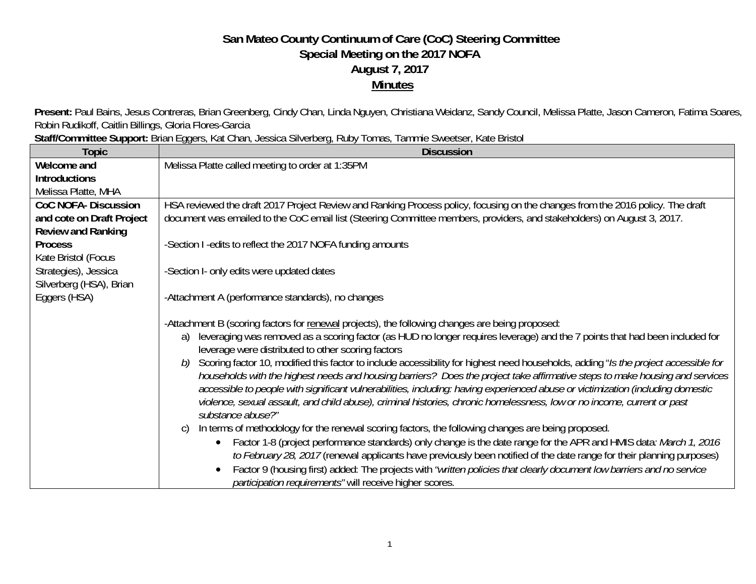# San Mateo County Continuum of Care (CoC) Steering Committee
## Special Meeting on the 2017 NOFA
## August 7, 2017
## Minutes

**Present:** Paul Bains, Jesus Contreras, Brian Greenberg, Cindy Chan, Linda Nguyen, Christiana Weidanz, Sandy Council, Melissa Platte, Jason Cameron, Fatima Soares, Robin Rudikoff, Caitlin Billings, Gloria Flores-Garcia

**Staff/Committee Support:** Brian Eggers, Kat Chan, Jessica Silverberg, Ruby Tomas, Tammie Sweetser, Kate Bristol

| Topic | Discussion |
|---|---|
| **Welcome and Introductions**<br>Melissa Platte, MHA | Melissa Platte called meeting to order at 1:35PM |
| **CoC NOFA- Discussion and cote on Draft Project Review and Ranking Process**<br>Kate Bristol (Focus Strategies), Jessica Silverberg (HSA), Brian Eggers (HSA) | HSA reviewed the draft 2017 Project Review and Ranking Process policy, focusing on the changes from the 2016 policy. The draft document was emailed to the CoC email list (Steering Committee members, providers, and stakeholders) on August 3, 2017.<br><br>-Section I -edits to reflect the 2017 NOFA funding amounts<br><br>-Section I- only edits were updated dates<br><br>-Attachment A (performance standards), no changes<br><br>-Attachment B (scoring factors for <u>renewal</u> projects), the following changes are being proposed:<br>a) leveraging was removed as a scoring factor (as HUD no longer requires leverage) and the 7 points that had been included for leverage were distributed to other scoring factors<br>*b)* Scoring factor 10, modified this factor to include accessibility for highest need households, adding "*Is the project accessible for households with the highest needs and housing barriers? Does the project take affirmative steps to make housing and services accessible to people with significant vulnerabilities, including: having experienced abuse or victimization (including domestic violence, sexual assault, and child abuse), criminal histories, chronic homelessness, low or no income, current or past substance abuse?*"<br>c) In terms of methodology for the renewal scoring factors, the following changes are being proposed.<br>• Factor 1-8 (project performance standards) only change is the date range for the APR and HMIS data*: March 1, 2016 to February 28, 2017* (renewal applicants have previously been notified of the date range for their planning purposes)<br>• Factor 9 (housing first) added: The projects with *"written policies that clearly document low barriers and no service participation requirements"* will receive higher scores. |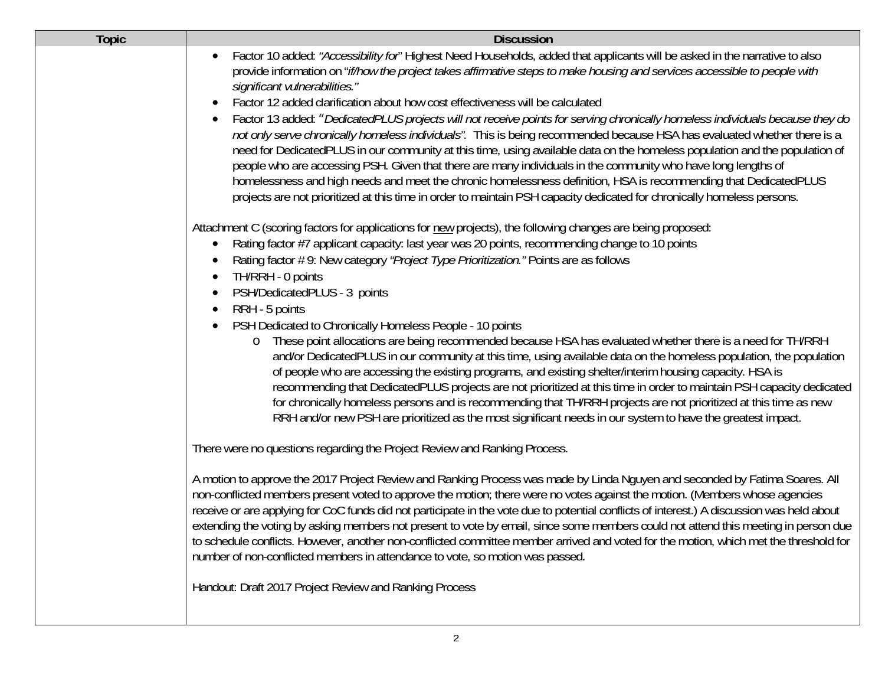| Topic | Discussion |
| --- | --- |
| | • Factor 10 added: *"Accessibility for*" Highest Need Households, added that applicants will be asked in the narrative to also provide information on "*if/how the project takes affirmative steps to make housing and services accessible to people with significant vulnerabilities."*<br>• Factor 12 added clarification about how cost effectiveness will be calculated<br>• Factor 13 added: "*DedicatedPLUS projects will not receive points for serving chronically homeless individuals because they do not only serve chronically homeless individuals".* This is being recommended because HSA has evaluated whether there is a need for DedicatedPLUS in our community at this time, using available data on the homeless population and the population of people who are accessing PSH. Given that there are many individuals in the community who have long lengths of homelessness and high needs and meet the chronic homelessness definition, HSA is recommending that DedicatedPLUS projects are not prioritized at this time in order to maintain PSH capacity dedicated for chronically homeless persons.<br><br>Attachment C (scoring factors for applications for <u>new</u> projects), the following changes are being proposed:<br>• Rating factor #7 applicant capacity: last year was 20 points, recommending change to 10 points<br>• Rating factor # 9: New category *"Project Type Prioritization."* Points are as follows<br>• TH/RRH - 0 points<br>• PSH/DedicatedPLUS - 3 points<br>• RRH - 5 points<br>• PSH Dedicated to Chronically Homeless People - 10 points<br>&nbsp;&nbsp;&nbsp;&nbsp;o These point allocations are being recommended because HSA has evaluated whether there is a need for TH/RRH and/or DedicatedPLUS in our community at this time, using available data on the homeless population, the population of people who are accessing the existing programs, and existing shelter/interim housing capacity. HSA is recommending that DedicatedPLUS projects are not prioritized at this time in order to maintain PSH capacity dedicated for chronically homeless persons and is recommending that TH/RRH projects are not prioritized at this time as new RRH and/or new PSH are prioritized as the most significant needs in our system to have the greatest impact.<br><br>There were no questions regarding the Project Review and Ranking Process.<br><br>A motion to approve the 2017 Project Review and Ranking Process was made by Linda Nguyen and seconded by Fatima Soares. All non-conflicted members present voted to approve the motion; there were no votes against the motion. (Members whose agencies receive or are applying for CoC funds did not participate in the vote due to potential conflicts of interest.) A discussion was held about extending the voting by asking members not present to vote by email, since some members could not attend this meeting in person due to schedule conflicts. However, another non-conflicted committee member arrived and voted for the motion, which met the threshold for number of non-conflicted members in attendance to vote, so motion was passed.<br><br>Handout: Draft 2017 Project Review and Ranking Process |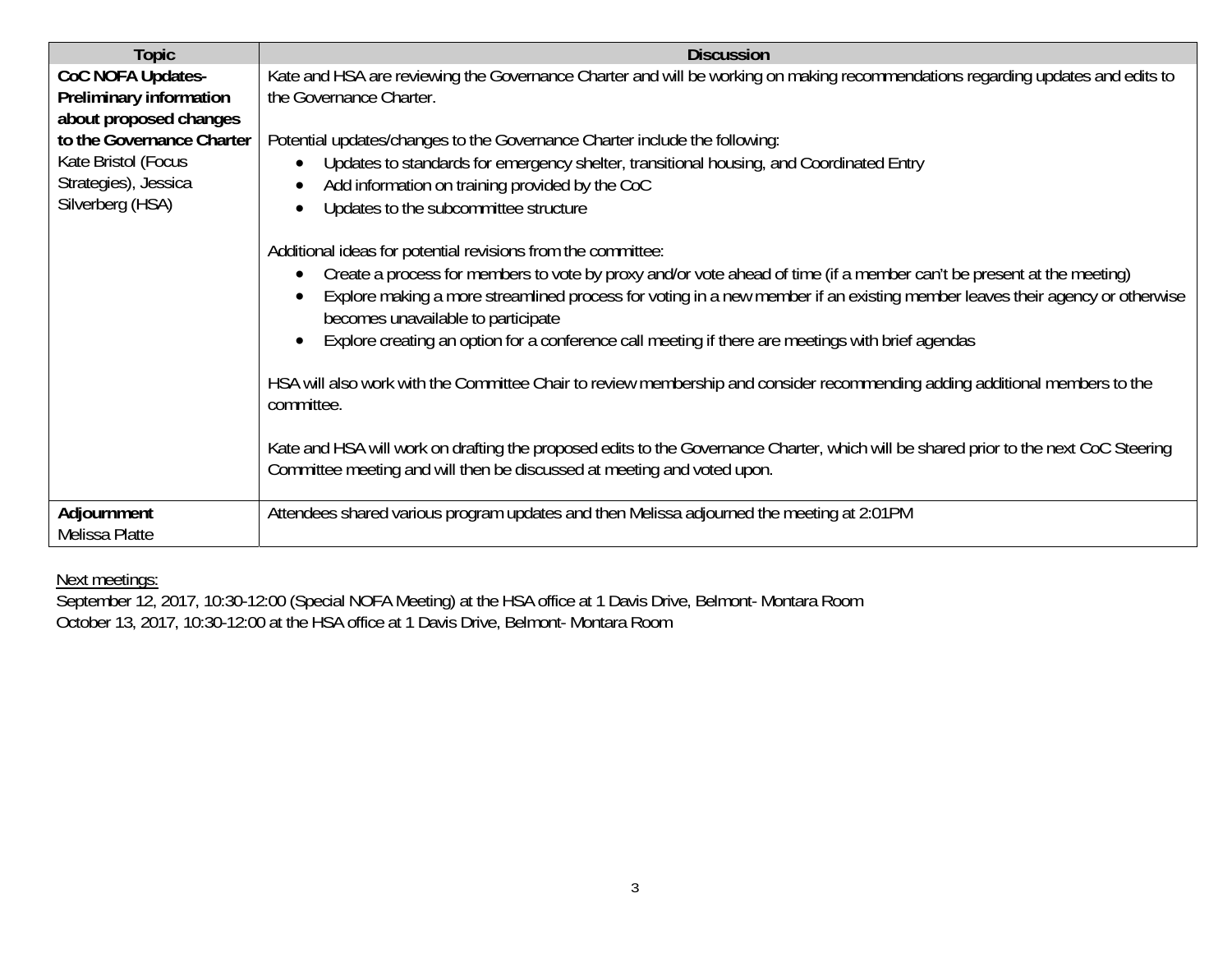| Topic | Discussion |
|---|---|
| **CoC NOFA Updates-Preliminary information about proposed changes to the Governance Charter** Kate Bristol (Focus Strategies), Jessica Silverberg (HSA) | Kate and HSA are reviewing the Governance Charter and will be working on making recommendations regarding updates and edits to the Governance Charter.<br><br>Potential updates/changes to the Governance Charter include the following:<br>• Updates to standards for emergency shelter, transitional housing, and Coordinated Entry<br>• Add information on training provided by the CoC<br>• Updates to the subcommittee structure<br><br>Additional ideas for potential revisions from the committee:<br>• Create a process for members to vote by proxy and/or vote ahead of time (if a member can't be present at the meeting)<br>• Explore making a more streamlined process for voting in a new member if an existing member leaves their agency or otherwise becomes unavailable to participate<br>• Explore creating an option for a conference call meeting if there are meetings with brief agendas<br><br>HSA will also work with the Committee Chair to review membership and consider recommending adding additional members to the committee.<br><br>Kate and HSA will work on drafting the proposed edits to the Governance Charter, which will be shared prior to the next CoC Steering Committee meeting and will then be discussed at meeting and voted upon. |
| **Adjournment** Melissa Platte | Attendees shared various program updates and then Melissa adjourned the meeting at 2:01PM |

<u>Next meetings:</u>
September 12, 2017, 10:30-12:00 (Special NOFA Meeting) at the HSA office at 1 Davis Drive, Belmont- Montara Room
October 13, 2017, 10:30-12:00 at the HSA office at 1 Davis Drive, Belmont- Montara Room